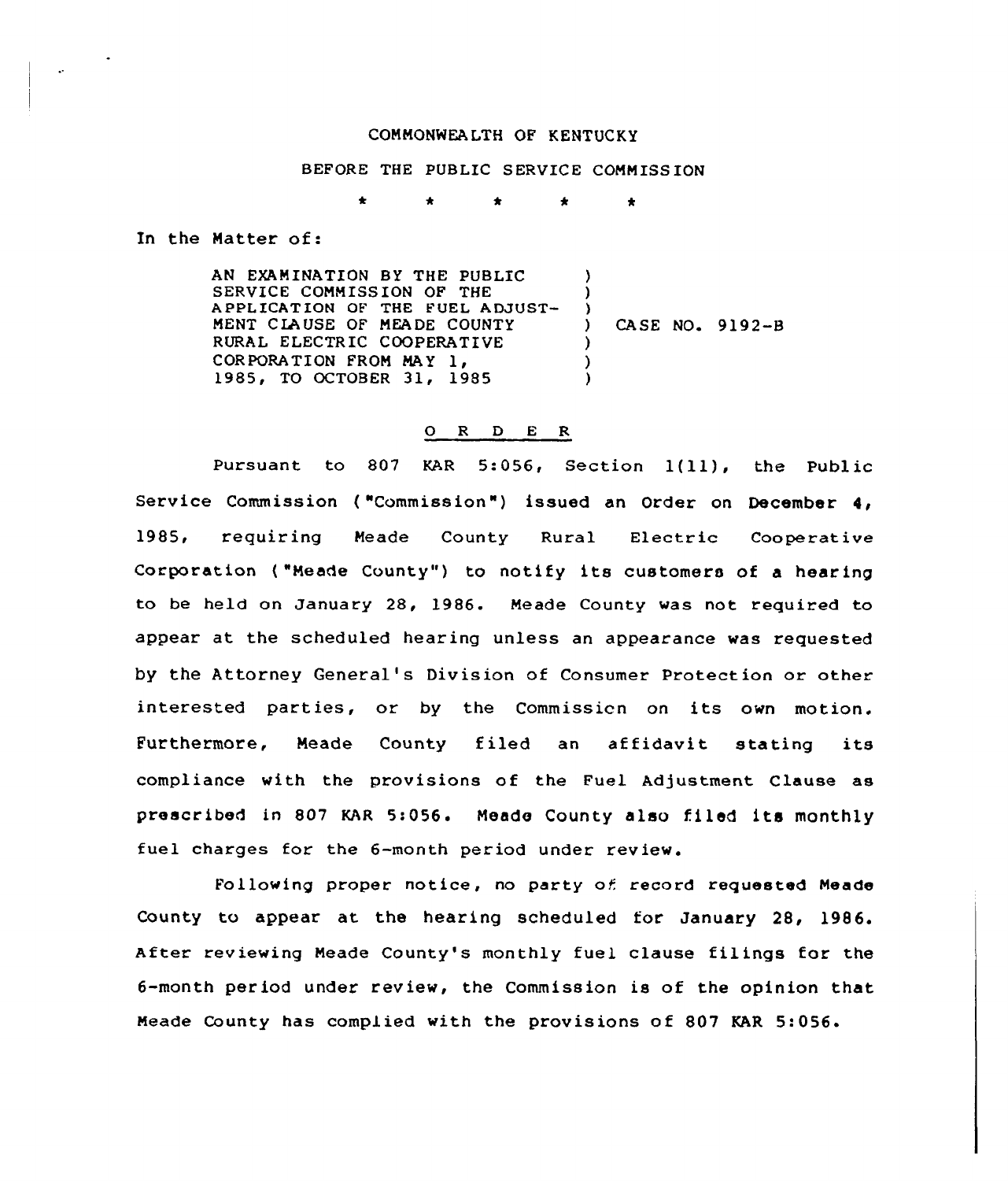COMMONWEALTH OF KENTUCKY

BEFORE THE PUBLIC SERVICE COMMISSION

\* \* \* \* \*

In the Matter of:

AN EXAMINATION BY THE PUBLIC SERVICE COMMISSION OF THE APPLICATION OF THE FUEL ADJUSTMENT CLAUSE OF MEADE COUNTY RURAL ELECTRIC COOPERATIVE CORPORATION FROM MAY 1, 1985, TO OCTOBER 31, 1985 ) CASE NO. 9192-B

## O R D E R

Pursuant to 807 KAR 5:056, Section 1(11), the Public Service Commission ("Commission") issued an Order on December 4, 1985, requiring Meade County Rural Electric Cooperative Corporation ("Meade County") to notify its customers of a hearing to be held on January 28, 1986. Meade County was not required to appear at the scheduled hearing unless an appearance was requested by the Attorney General's Division of Consumer Protection or other interested parties, or by the Commission on its own motion. Furthermore, Meade County filed an affidavit stating its compliance with the provisions of the Fuel Adjustment Clause as prescribed in 807 KAR 5:056. Meade County also filed its monthly fuel charges for the 6-month period under review.

Following proper notice, no party of record requested Meade County to appear at the hearing scheduled for January 28, 1986. After reviewing Meade County's monthly fuel clause filings for the 6-month period under review, the Commission is of the opinion that Meade County has complied with the provisions of 807 KAR 5:056.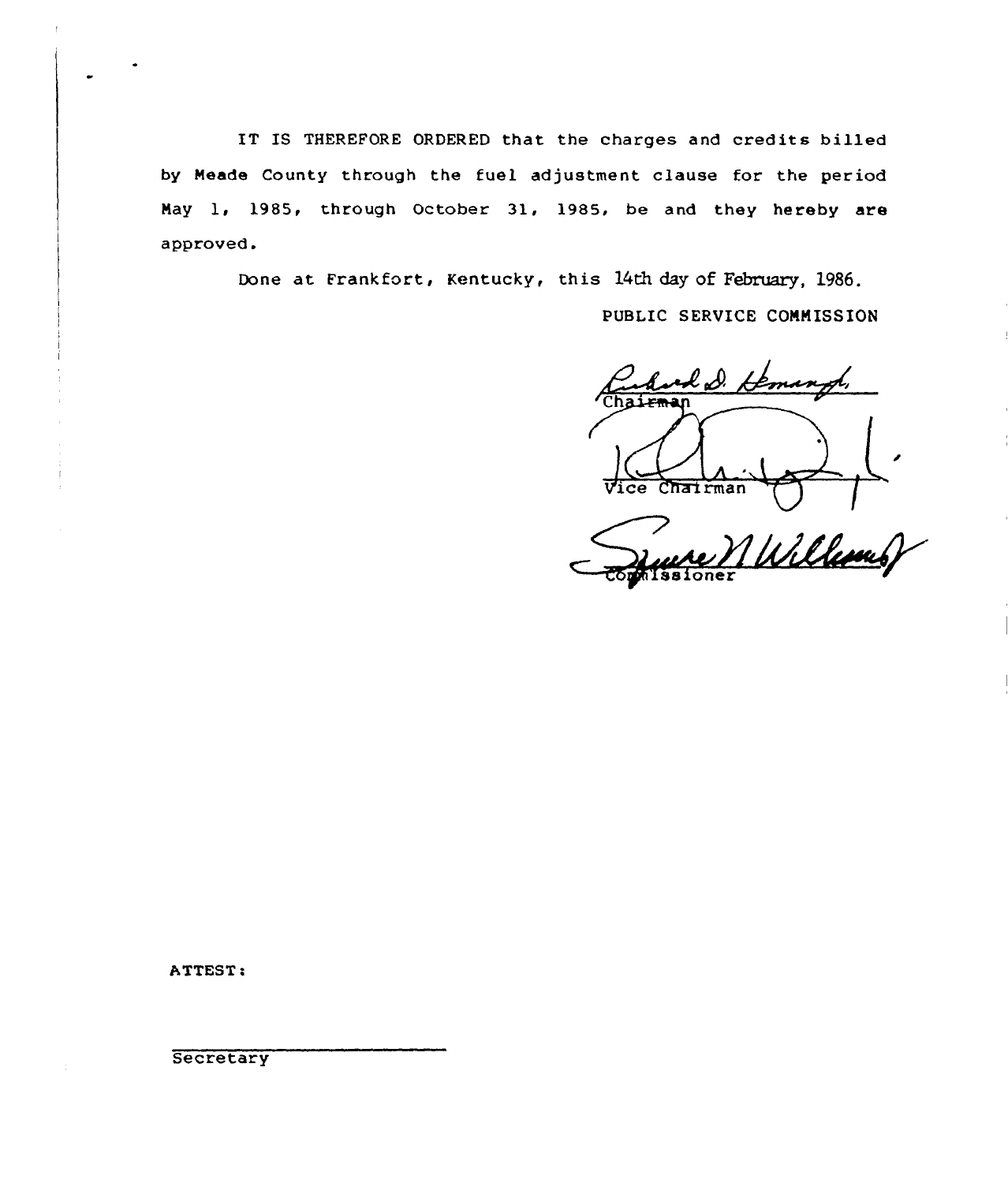IT IS THEREFORE ORDERED that the charges and credits billed by Meade County through the fuel adjustment clause for the period May 1, 1985, through October 31, 1985, be and they hereby are approved.

Done at Frankfort, Kentucky, this 14th day of February, 1986.

PUBLIC SERVICE COMMISSION

Chairman

Vice Chairman

Commissioner

ATTEST:

Secretary